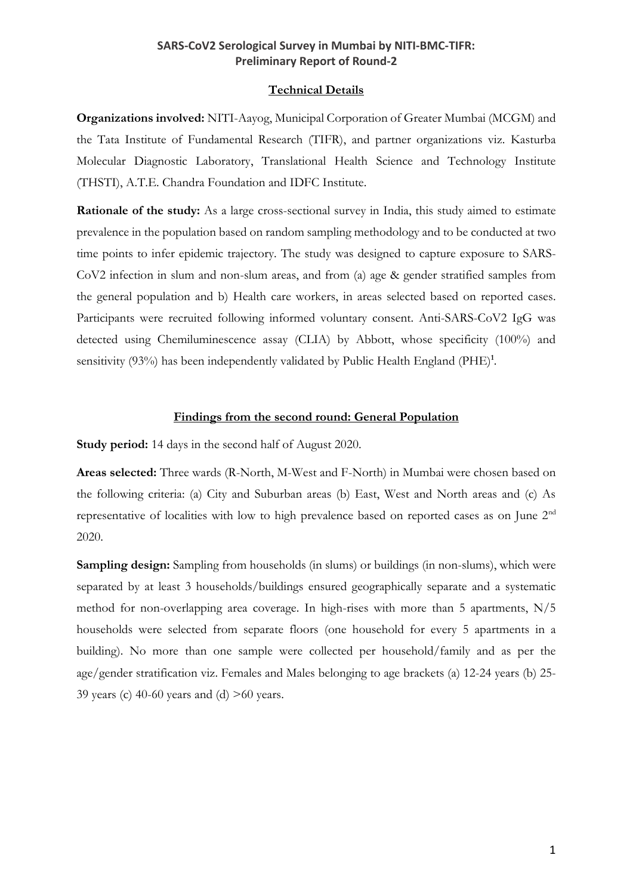# SARS-CoV2 Serological Survey in Mumbai by NITI-BMC-TIFR: Preliminary Report of Round-2

## Technical Details

**Organizations involved:** NITI-Aayog, Municipal Corporation of Greater Mumbai (MCGM) and the Tata Institute of Fundamental Research (TIFR), and partner organizations viz. Kasturba Molecular Diagnostic Laboratory, Translational Health Science and Technology Institute (THSTI), A.T.E. Chandra Foundation and IDFC Institute.

**Rationale of the study:** As a large cross-sectional survey in India, this study aimed to estimate prevalence in the population based on random sampling methodology and to be conducted at two time points to infer epidemic trajectory. The study was designed to capture exposure to SARS-CoV2 infection in slum and non-slum areas, and from (a) age & gender stratified samples from the general population and b) Health care workers, in areas selected based on reported cases. Participants were recruited following informed voluntary consent. Anti-SARS-CoV2 IgG was detected using Chemiluminescence assay (CLIA) by Abbott, whose specificity (100%) and sensitivity (93%) has been independently validated by Public Health England (PHE)[1].

## Findings from the second round: General Population

**Study period:** 14 days in the second half of August 2020.

**Areas selected:** Three wards (R-North, M-West and F-North) in Mumbai were chosen based on the following criteria: (a) City and Suburban areas (b) East, West and North areas and (c) As representative of localities with low to high prevalence based on reported cases as on June 2nd 2020.

**Sampling design:** Sampling from households (in slums) or buildings (in non-slums), which were separated by at least 3 households/buildings ensured geographically separate and a systematic method for non-overlapping area coverage. In high-rises with more than 5 apartments, N/5 households were selected from separate floors (one household for every 5 apartments in a building). No more than one sample were collected per household/family and as per the age/gender stratification viz. Females and Males belonging to age brackets (a) 12-24 years (b) 25-39 years (c) 40-60 years and (d) >60 years.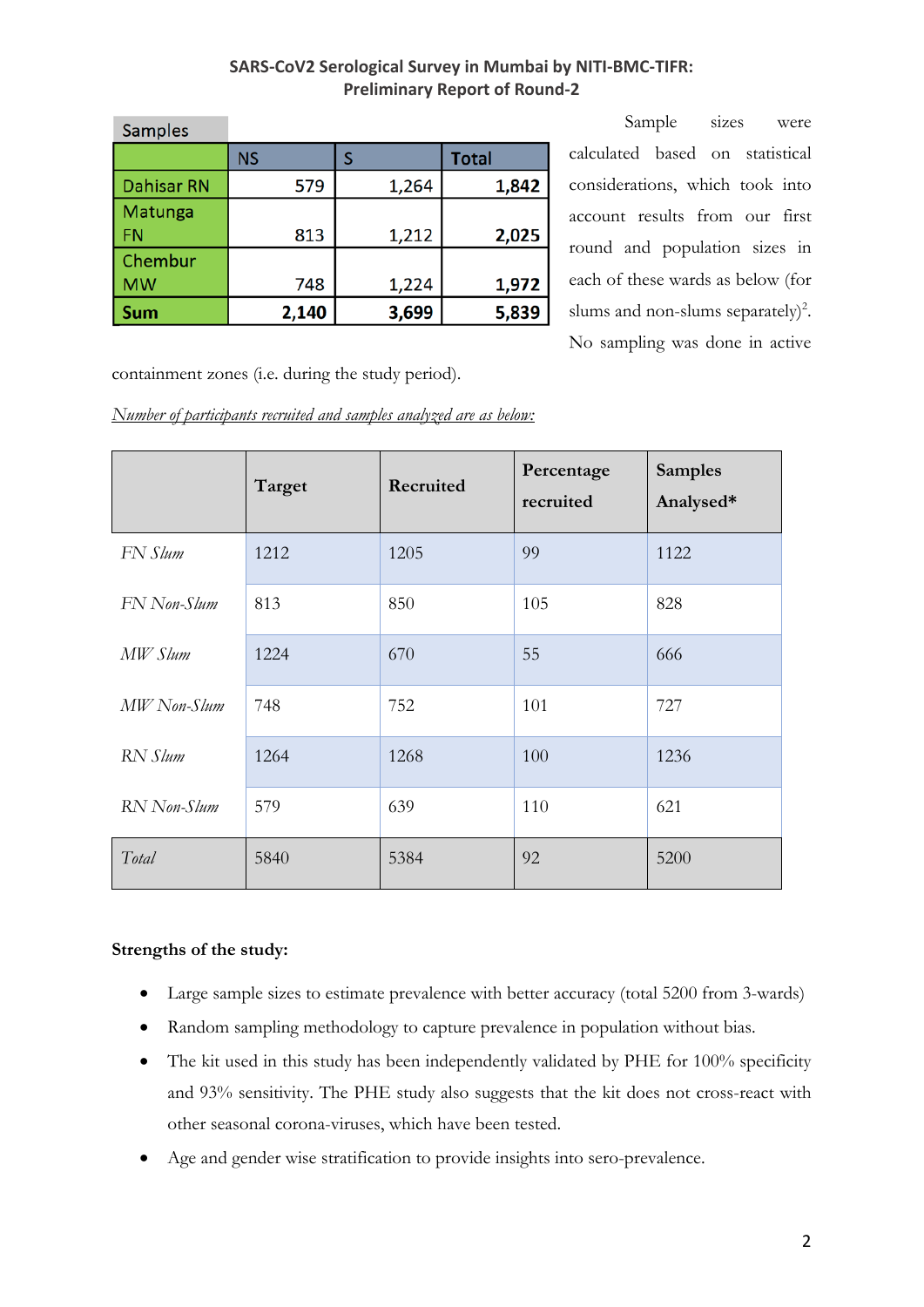# SARS-CoV2 Serological Survey in Mumbai by NITI-BMC-TIFR: Preliminary Report of Round-2

| Samples | NS | S | Total |
|---|---|---|---|
| Dahisar RN | 579 | 1,264 | 1,842 |
| Matunga FN | 813 | 1,212 | 2,025 |
| Chembur MW | 748 | 1,224 | 1,972 |
| **Sum** | **2,140** | **3,699** | **5,839** |

Sample sizes were calculated based on statistical considerations, which took into account results from our first round and population sizes in each of these wards as below (for slums and non-slums separately)[2]. No sampling was done in active containment zones (i.e. during the study period).

*Number of participants recruited and samples analyzed are as below:*

| | Target | Recruited | Percentage recruited | Samples Analysed* |
|---|---|---|---|---|
| *FN Slum* | 1212 | 1205 | 99 | 1122 |
| *FN Non-Slum* | 813 | 850 | 105 | 828 |
| *MW Slum* | 1224 | 670 | 55 | 666 |
| *MW Non-Slum* | 748 | 752 | 101 | 727 |
| *RN Slum* | 1264 | 1268 | 100 | 1236 |
| *RN Non-Slum* | 579 | 639 | 110 | 621 |
| *Total* | 5840 | 5384 | 92 | 5200 |

**Strengths of the study:**

- Large sample sizes to estimate prevalence with better accuracy (total 5200 from 3-wards)
- Random sampling methodology to capture prevalence in population without bias.
- The kit used in this study has been independently validated by PHE for 100% specificity and 93% sensitivity. The PHE study also suggests that the kit does not cross-react with other seasonal corona-viruses, which have been tested.
- Age and gender wise stratification to provide insights into sero-prevalence.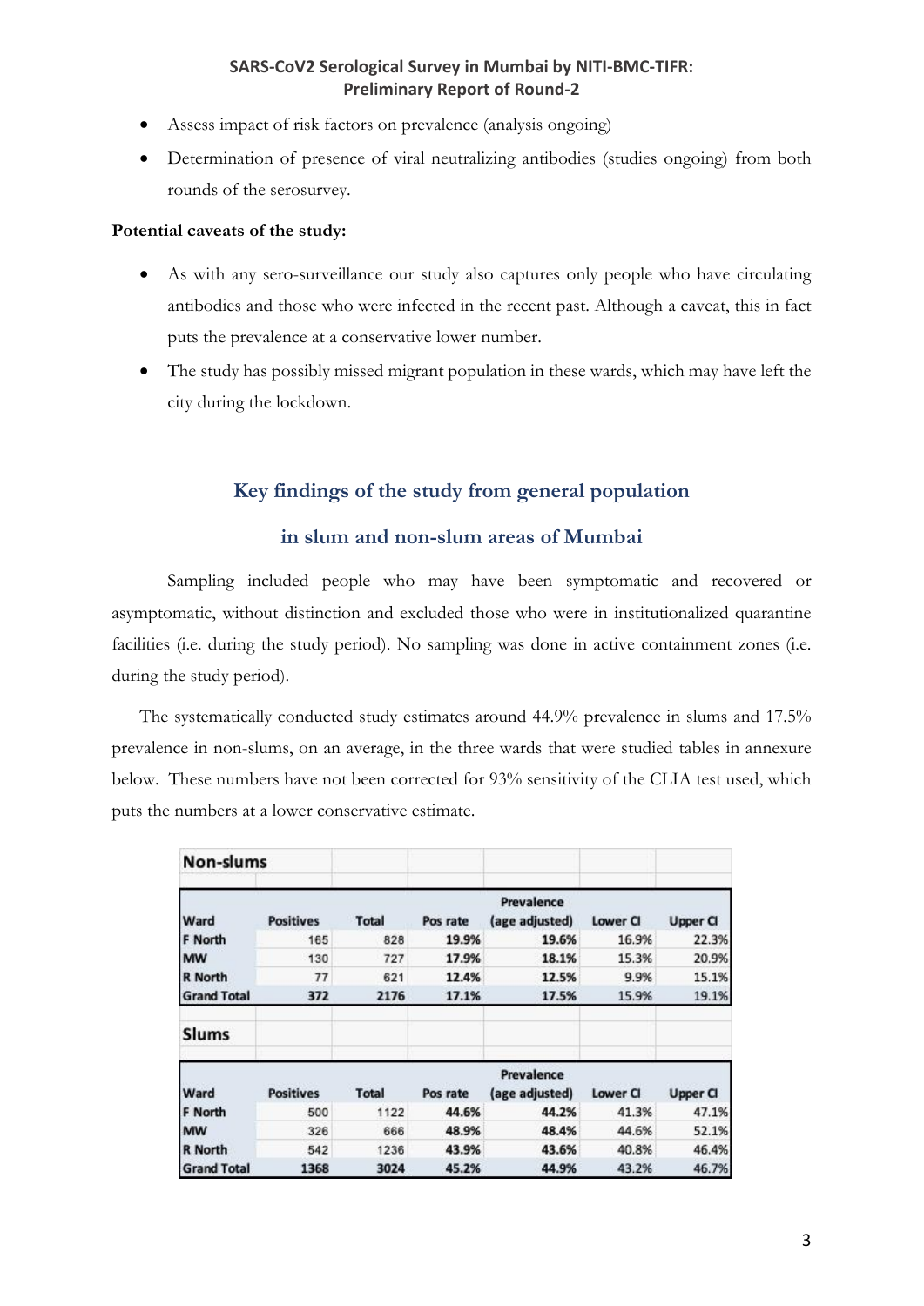- Assess impact of risk factors on prevalence (analysis ongoing)
- Determination of presence of viral neutralizing antibodies (studies ongoing) from both rounds of the serosurvey.

**Potential caveats of the study:**

- As with any sero-surveillance our study also captures only people who have circulating antibodies and those who were infected in the recent past. Although a caveat, this in fact puts the prevalence at a conservative lower number.
- The study has possibly missed migrant population in these wards, which may have left the city during the lockdown.

## Key findings of the study from general population in slum and non-slum areas of Mumbai

Sampling included people who may have been symptomatic and recovered or asymptomatic, without distinction and excluded those who were in institutionalized quarantine facilities (i.e. during the study period). No sampling was done in active containment zones (i.e. during the study period).

The systematically conducted study estimates around 44.9% prevalence in slums and 17.5% prevalence in non-slums, on an average, in the three wards that were studied tables in annexure below. These numbers have not been corrected for 93% sensitivity of the CLIA test used, which puts the numbers at a lower conservative estimate.

**Non-slums**

| Ward | Positives | Total | Pos rate | Prevalence (age adjusted) | Lower CI | Upper CI |
|---|---|---|---|---|---|---|
| F North | 165 | 828 | 19.9% | 19.6% | 16.9% | 22.3% |
| MW | 130 | 727 | 17.9% | 18.1% | 15.3% | 20.9% |
| R North | 77 | 621 | 12.4% | 12.5% | 9.9% | 15.1% |
| Grand Total | 372 | 2176 | 17.1% | 17.5% | 15.9% | 19.1% |

**Slums**

| Ward | Positives | Total | Pos rate | Prevalence (age adjusted) | Lower CI | Upper CI |
|---|---|---|---|---|---|---|
| F North | 500 | 1122 | 44.6% | 44.2% | 41.3% | 47.1% |
| MW | 326 | 666 | 48.9% | 48.4% | 44.6% | 52.1% |
| R North | 542 | 1236 | 43.9% | 43.6% | 40.8% | 46.4% |
| Grand Total | 1368 | 3024 | 45.2% | 44.9% | 43.2% | 46.7% |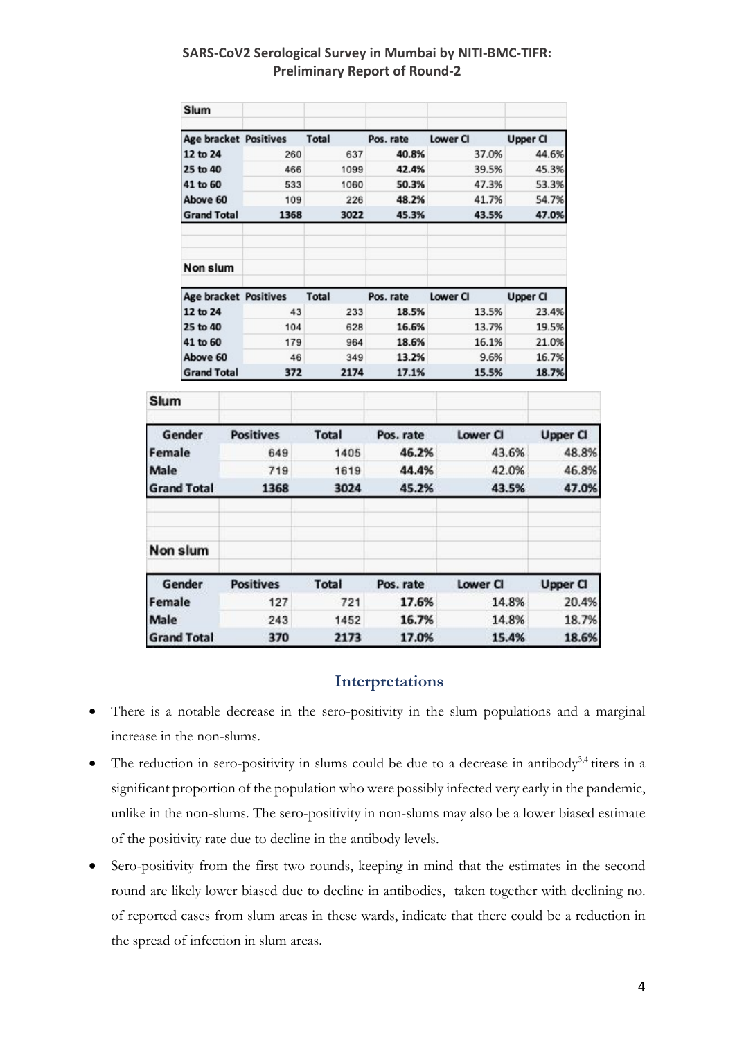**Slum**

| Age bracket | Positives | Total | Pos. rate | Lower CI | Upper CI |
|---|---|---|---|---|---|
| 12 to 24 | 260 | 637 | 40.8% | 37.0% | 44.6% |
| 25 to 40 | 466 | 1099 | 42.4% | 39.5% | 45.3% |
| 41 to 60 | 533 | 1060 | 50.3% | 47.3% | 53.3% |
| Above 60 | 109 | 226 | 48.2% | 41.7% | 54.7% |
| Grand Total | 1368 | 3022 | 45.3% | 43.5% | 47.0% |

**Non slum**

| Age bracket | Positives | Total | Pos. rate | Lower CI | Upper CI |
|---|---|---|---|---|---|
| 12 to 24 | 43 | 233 | 18.5% | 13.5% | 23.4% |
| 25 to 40 | 104 | 628 | 16.6% | 13.7% | 19.5% |
| 41 to 60 | 179 | 964 | 18.6% | 16.1% | 21.0% |
| Above 60 | 46 | 349 | 13.2% | 9.6% | 16.7% |
| Grand Total | 372 | 2174 | 17.1% | 15.5% | 18.7% |

**Slum**

| Gender | Positives | Total | Pos. rate | Lower CI | Upper CI |
|---|---|---|---|---|---|
| Female | 649 | 1405 | 46.2% | 43.6% | 48.8% |
| Male | 719 | 1619 | 44.4% | 42.0% | 46.8% |
| Grand Total | 1368 | 3024 | 45.2% | 43.5% | 47.0% |

**Non slum**

| Gender | Positives | Total | Pos. rate | Lower CI | Upper CI |
|---|---|---|---|---|---|
| Female | 127 | 721 | 17.6% | 14.8% | 20.4% |
| Male | 243 | 1452 | 16.7% | 14.8% | 18.7% |
| Grand Total | 370 | 2173 | 17.0% | 15.4% | 18.6% |

## Interpretations

- There is a notable decrease in the sero-positivity in the slum populations and a marginal increase in the non-slums.
- The reduction in sero-positivity in slums could be due to a decrease in antibody[3,4] titers in a significant proportion of the population who were possibly infected very early in the pandemic, unlike in the non-slums. The sero-positivity in non-slums may also be a lower biased estimate of the positivity rate due to decline in the antibody levels.
- Sero-positivity from the first two rounds, keeping in mind that the estimates in the second round are likely lower biased due to decline in antibodies, taken together with declining no. of reported cases from slum areas in these wards, indicate that there could be a reduction in the spread of infection in slum areas.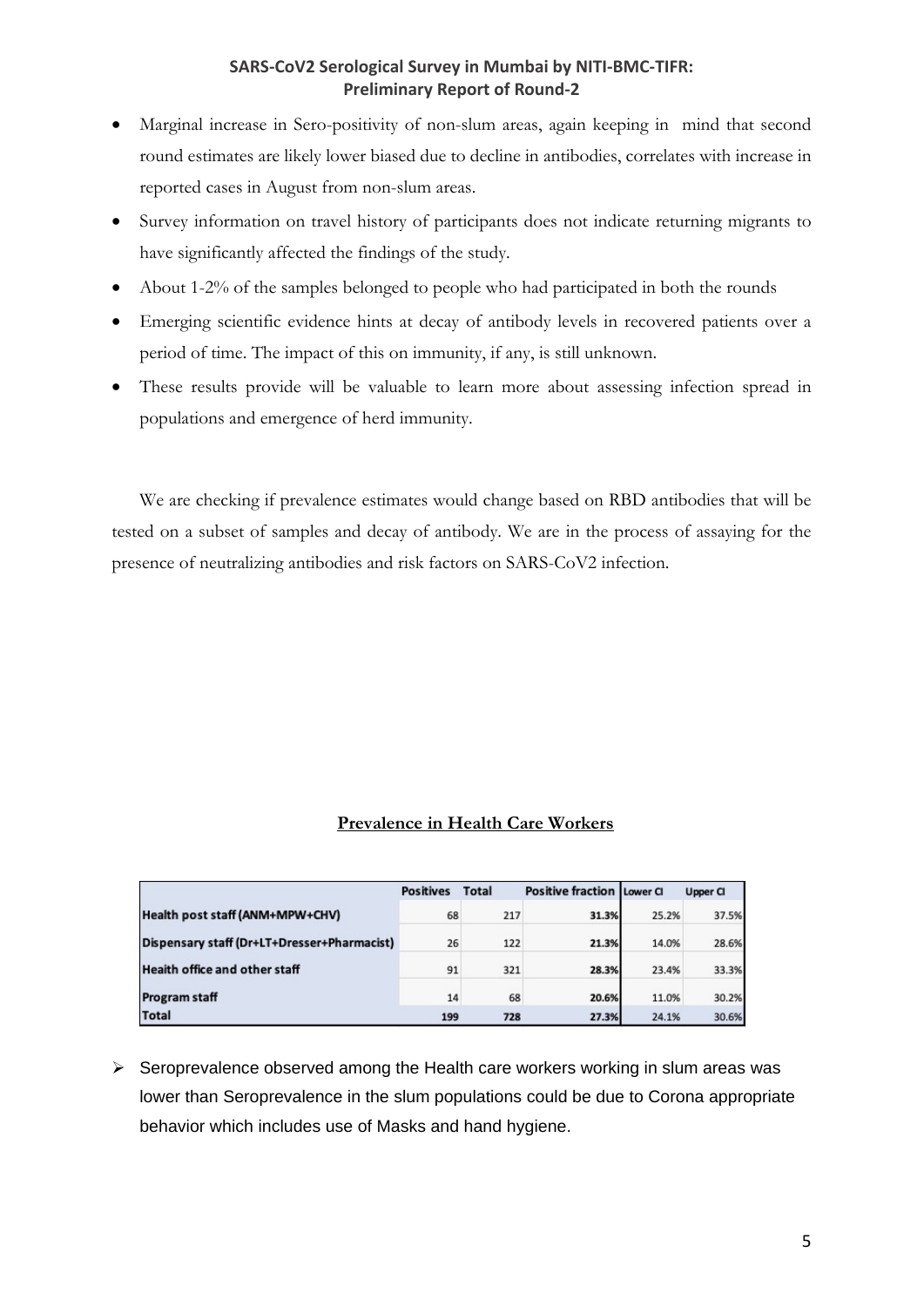- Marginal increase in Sero-positivity of non-slum areas, again keeping in mind that second round estimates are likely lower biased due to decline in antibodies, correlates with increase in reported cases in August from non-slum areas.
- Survey information on travel history of participants does not indicate returning migrants to have significantly affected the findings of the study.
- About 1-2% of the samples belonged to people who had participated in both the rounds
- Emerging scientific evidence hints at decay of antibody levels in recovered patients over a period of time. The impact of this on immunity, if any, is still unknown.
- These results provide will be valuable to learn more about assessing infection spread in populations and emergence of herd immunity.

We are checking if prevalence estimates would change based on RBD antibodies that will be tested on a subset of samples and decay of antibody. We are in the process of assaying for the presence of neutralizing antibodies and risk factors on SARS-CoV2 infection.

**Prevalence in Health Care Workers**

| | Positives | Total | Positive fraction | Lower CI | Upper CI |
|---|---|---|---|---|---|
| Health post staff (ANM+MPW+CHV) | 68 | 217 | 31.3% | 25.2% | 37.5% |
| Dispensary staff (Dr+LT+Dresser+Pharmacist) | 26 | 122 | 21.3% | 14.0% | 28.6% |
| Health office and other staff | 91 | 321 | 28.3% | 23.4% | 33.3% |
| Program staff | 14 | 68 | 20.6% | 11.0% | 30.2% |
| **Total** | **199** | **728** | **27.3%** | 24.1% | 30.6% |

- Seroprevalence observed among the Health care workers working in slum areas was lower than Seroprevalence in the slum populations could be due to Corona appropriate behavior which includes use of Masks and hand hygiene.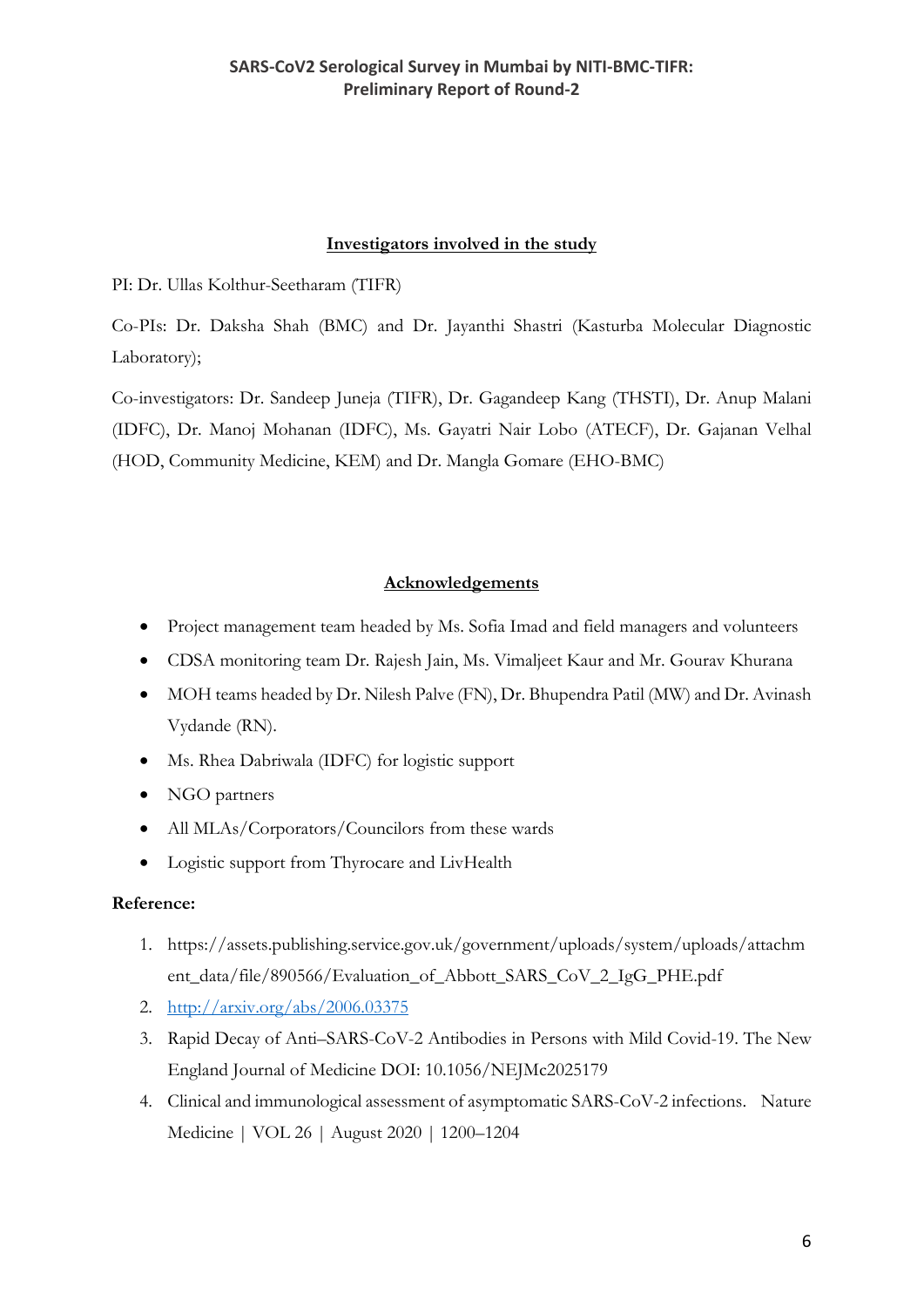## Investigators involved in the study

PI: Dr. Ullas Kolthur-Seetharam (TIFR)

Co-PIs: Dr. Daksha Shah (BMC) and Dr. Jayanthi Shastri (Kasturba Molecular Diagnostic Laboratory);

Co-investigators: Dr. Sandeep Juneja (TIFR), Dr. Gagandeep Kang (THSTI), Dr. Anup Malani (IDFC), Dr. Manoj Mohanan (IDFC), Ms. Gayatri Nair Lobo (ATECF), Dr. Gajanan Velhal (HOD, Community Medicine, KEM) and Dr. Mangla Gomare (EHO-BMC)

## Acknowledgements

- Project management team headed by Ms. Sofia Imad and field managers and volunteers
- CDSA monitoring team Dr. Rajesh Jain, Ms. Vimaljeet Kaur and Mr. Gourav Khurana
- MOH teams headed by Dr. Nilesh Palve (FN), Dr. Bhupendra Patil (MW) and Dr. Avinash Vydande (RN).
- Ms. Rhea Dabriwala (IDFC) for logistic support
- NGO partners
- All MLAs/Corporators/Councilors from these wards
- Logistic support from Thyrocare and LivHealth

**Reference:**

1. https://assets.publishing.service.gov.uk/government/uploads/system/uploads/attachment_data/file/890566/Evaluation_of_Abbott_SARS_CoV_2_IgG_PHE.pdf
2. http://arxiv.org/abs/2006.03375
3. Rapid Decay of Anti–SARS-CoV-2 Antibodies in Persons with Mild Covid-19. The New England Journal of Medicine DOI: 10.1056/NEJMc2025179
4. Clinical and immunological assessment of asymptomatic SARS-CoV-2 infections. Nature Medicine | VOL 26 | August 2020 | 1200–1204